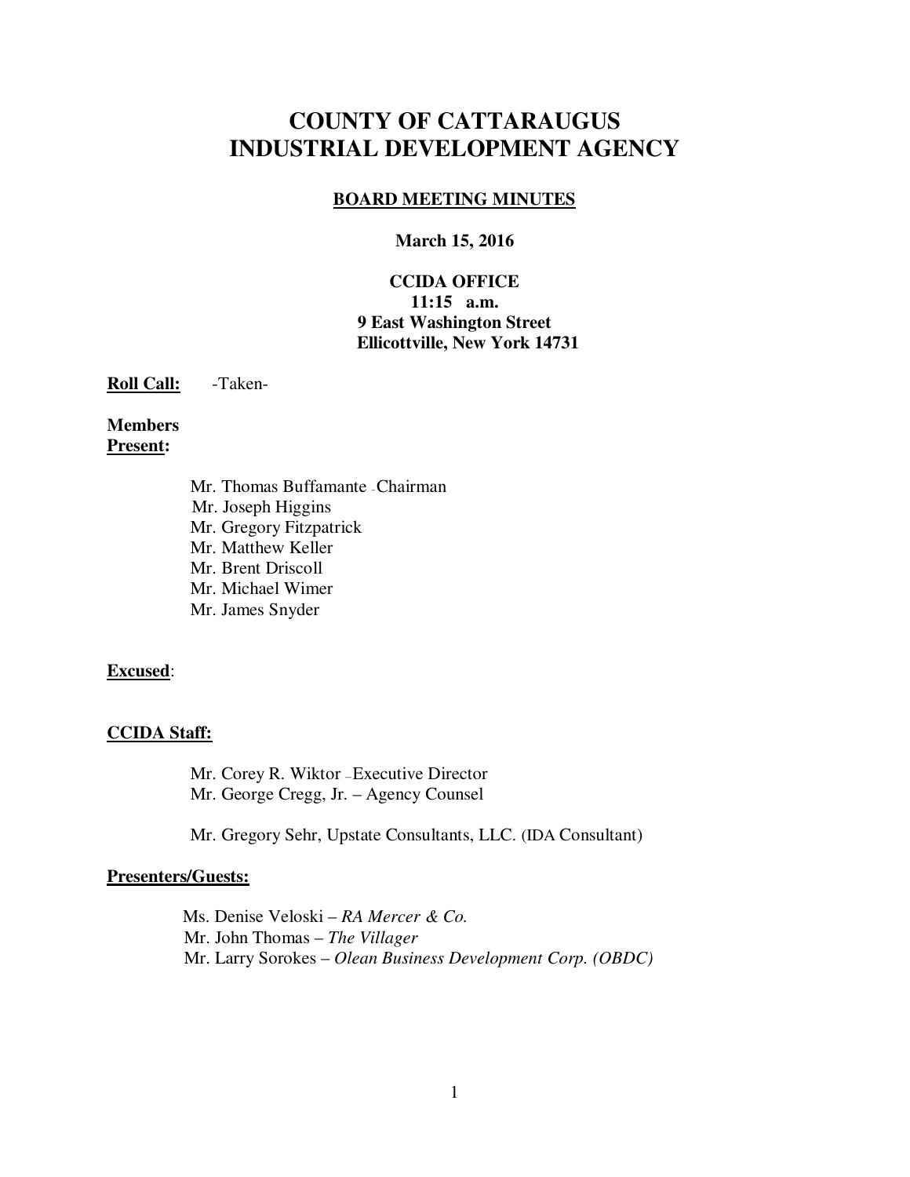# COUNTY OF CATTARAUGUS INDUSTRIAL DEVELOPMENT AGENCY

## BOARD MEETING MINUTES

**March 15, 2016**

**CCIDA OFFICE**
**11:15 a.m.**
**9 East Washington Street**
**Ellicottville, New York 14731**

**Roll Call:** -Taken-

**Members Present:**

Mr. Thomas Buffamante - Chairman
Mr. Joseph Higgins
Mr. Gregory Fitzpatrick
Mr. Matthew Keller
Mr. Brent Driscoll
Mr. Michael Wimer
Mr. James Snyder

**Excused**:

**CCIDA Staff:**

Mr. Corey R. Wiktor – Executive Director
Mr. George Cregg, Jr. – Agency Counsel

Mr. Gregory Sehr, Upstate Consultants, LLC. (IDA Consultant)

**Presenters/Guests:**

Ms. Denise Veloski – *RA Mercer & Co.*
Mr. John Thomas – *The Villager*
Mr. Larry Sorokes – *Olean Business Development Corp. (OBDC)*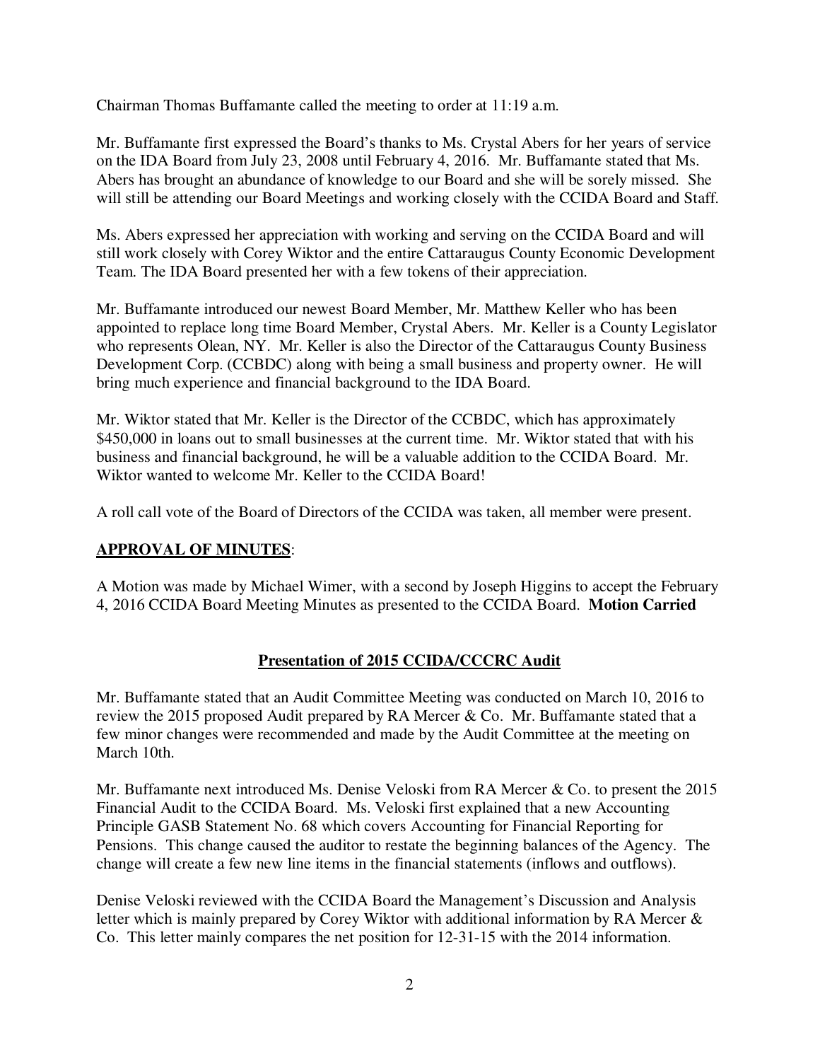Chairman Thomas Buffamante called the meeting to order at 11:19 a.m.

Mr. Buffamante first expressed the Board's thanks to Ms. Crystal Abers for her years of service on the IDA Board from July 23, 2008 until February 4, 2016. Mr. Buffamante stated that Ms. Abers has brought an abundance of knowledge to our Board and she will be sorely missed. She will still be attending our Board Meetings and working closely with the CCIDA Board and Staff.

Ms. Abers expressed her appreciation with working and serving on the CCIDA Board and will still work closely with Corey Wiktor and the entire Cattaraugus County Economic Development Team. The IDA Board presented her with a few tokens of their appreciation.

Mr. Buffamante introduced our newest Board Member, Mr. Matthew Keller who has been appointed to replace long time Board Member, Crystal Abers. Mr. Keller is a County Legislator who represents Olean, NY. Mr. Keller is also the Director of the Cattaraugus County Business Development Corp. (CCBDC) along with being a small business and property owner. He will bring much experience and financial background to the IDA Board.

Mr. Wiktor stated that Mr. Keller is the Director of the CCBDC, which has approximately $450,000 in loans out to small businesses at the current time. Mr. Wiktor stated that with his business and financial background, he will be a valuable addition to the CCIDA Board. Mr. Wiktor wanted to welcome Mr. Keller to the CCIDA Board!

A roll call vote of the Board of Directors of the CCIDA was taken, all member were present.

## <u>APPROVAL OF MINUTES</u>:

A Motion was made by Michael Wimer, with a second by Joseph Higgins to accept the February 4, 2016 CCIDA Board Meeting Minutes as presented to the CCIDA Board. **Motion Carried**

## <u>Presentation of 2015 CCIDA/CCCRC Audit</u>

Mr. Buffamante stated that an Audit Committee Meeting was conducted on March 10, 2016 to review the 2015 proposed Audit prepared by RA Mercer & Co. Mr. Buffamante stated that a few minor changes were recommended and made by the Audit Committee at the meeting on March 10th.

Mr. Buffamante next introduced Ms. Denise Veloski from RA Mercer & Co. to present the 2015 Financial Audit to the CCIDA Board. Ms. Veloski first explained that a new Accounting Principle GASB Statement No. 68 which covers Accounting for Financial Reporting for Pensions. This change caused the auditor to restate the beginning balances of the Agency. The change will create a few new line items in the financial statements (inflows and outflows).

Denise Veloski reviewed with the CCIDA Board the Management's Discussion and Analysis letter which is mainly prepared by Corey Wiktor with additional information by RA Mercer & Co. This letter mainly compares the net position for 12-31-15 with the 2014 information.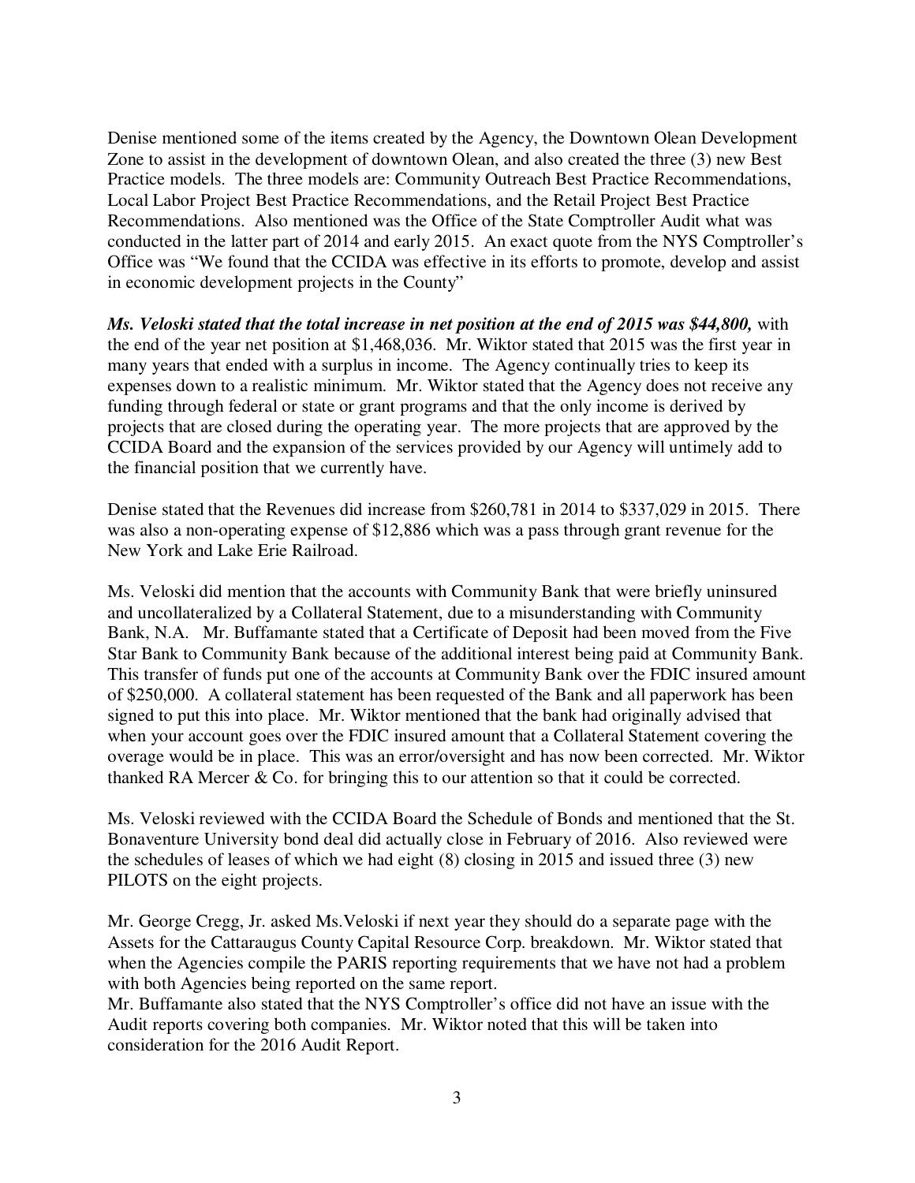Denise mentioned some of the items created by the Agency, the Downtown Olean Development Zone to assist in the development of downtown Olean, and also created the three (3) new Best Practice models. The three models are: Community Outreach Best Practice Recommendations, Local Labor Project Best Practice Recommendations, and the Retail Project Best Practice Recommendations. Also mentioned was the Office of the State Comptroller Audit what was conducted in the latter part of 2014 and early 2015. An exact quote from the NYS Comptroller's Office was "We found that the CCIDA was effective in its efforts to promote, develop and assist in economic development projects in the County"

***Ms. Veloski stated that the total increase in net position at the end of 2015 was $44,800,*** with the end of the year net position at $1,468,036. Mr. Wiktor stated that 2015 was the first year in many years that ended with a surplus in income. The Agency continually tries to keep its expenses down to a realistic minimum. Mr. Wiktor stated that the Agency does not receive any funding through federal or state or grant programs and that the only income is derived by projects that are closed during the operating year. The more projects that are approved by the CCIDA Board and the expansion of the services provided by our Agency will untimely add to the financial position that we currently have.

Denise stated that the Revenues did increase from $260,781 in 2014 to $337,029 in 2015. There was also a non-operating expense of $12,886 which was a pass through grant revenue for the New York and Lake Erie Railroad.

Ms. Veloski did mention that the accounts with Community Bank that were briefly uninsured and uncollateralized by a Collateral Statement, due to a misunderstanding with Community Bank, N.A. Mr. Buffamante stated that a Certificate of Deposit had been moved from the Five Star Bank to Community Bank because of the additional interest being paid at Community Bank. This transfer of funds put one of the accounts at Community Bank over the FDIC insured amount of $250,000. A collateral statement has been requested of the Bank and all paperwork has been signed to put this into place. Mr. Wiktor mentioned that the bank had originally advised that when your account goes over the FDIC insured amount that a Collateral Statement covering the overage would be in place. This was an error/oversight and has now been corrected. Mr. Wiktor thanked RA Mercer & Co. for bringing this to our attention so that it could be corrected.

Ms. Veloski reviewed with the CCIDA Board the Schedule of Bonds and mentioned that the St. Bonaventure University bond deal did actually close in February of 2016. Also reviewed were the schedules of leases of which we had eight (8) closing in 2015 and issued three (3) new PILOTS on the eight projects.

Mr. George Cregg, Jr. asked Ms.Veloski if next year they should do a separate page with the Assets for the Cattaraugus County Capital Resource Corp. breakdown. Mr. Wiktor stated that when the Agencies compile the PARIS reporting requirements that we have not had a problem with both Agencies being reported on the same report.
Mr. Buffamante also stated that the NYS Comptroller's office did not have an issue with the Audit reports covering both companies. Mr. Wiktor noted that this will be taken into consideration for the 2016 Audit Report.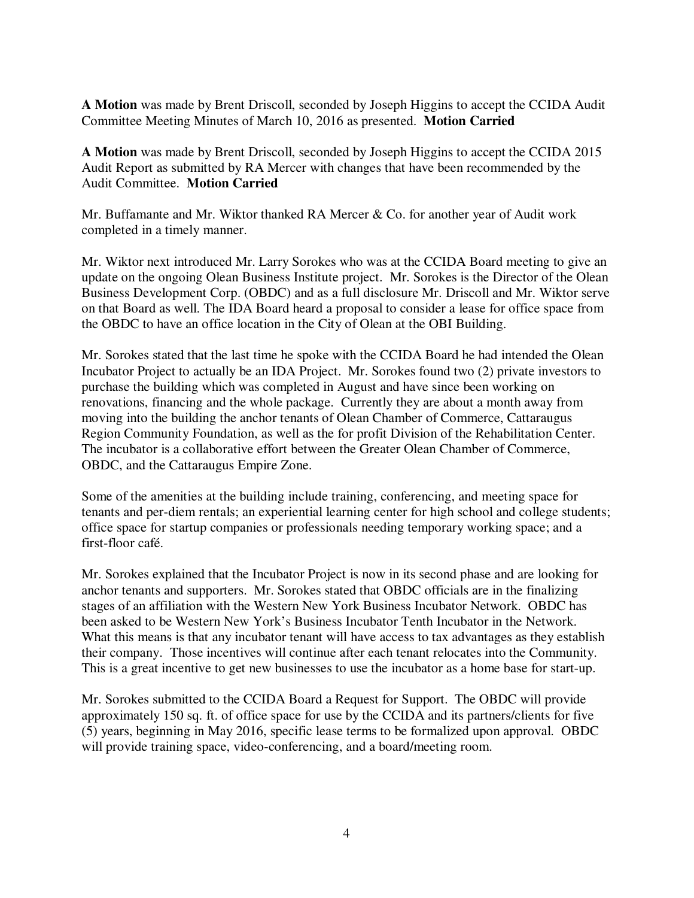**A Motion** was made by Brent Driscoll, seconded by Joseph Higgins to accept the CCIDA Audit Committee Meeting Minutes of March 10, 2016 as presented. **Motion Carried**

**A Motion** was made by Brent Driscoll, seconded by Joseph Higgins to accept the CCIDA 2015 Audit Report as submitted by RA Mercer with changes that have been recommended by the Audit Committee. **Motion Carried**

Mr. Buffamante and Mr. Wiktor thanked RA Mercer & Co. for another year of Audit work completed in a timely manner.

Mr. Wiktor next introduced Mr. Larry Sorokes who was at the CCIDA Board meeting to give an update on the ongoing Olean Business Institute project. Mr. Sorokes is the Director of the Olean Business Development Corp. (OBDC) and as a full disclosure Mr. Driscoll and Mr. Wiktor serve on that Board as well. The IDA Board heard a proposal to consider a lease for office space from the OBDC to have an office location in the City of Olean at the OBI Building.

Mr. Sorokes stated that the last time he spoke with the CCIDA Board he had intended the Olean Incubator Project to actually be an IDA Project. Mr. Sorokes found two (2) private investors to purchase the building which was completed in August and have since been working on renovations, financing and the whole package. Currently they are about a month away from moving into the building the anchor tenants of Olean Chamber of Commerce, Cattaraugus Region Community Foundation, as well as the for profit Division of the Rehabilitation Center. The incubator is a collaborative effort between the Greater Olean Chamber of Commerce, OBDC, and the Cattaraugus Empire Zone.

Some of the amenities at the building include training, conferencing, and meeting space for tenants and per-diem rentals; an experiential learning center for high school and college students; office space for startup companies or professionals needing temporary working space; and a first-floor café.

Mr. Sorokes explained that the Incubator Project is now in its second phase and are looking for anchor tenants and supporters. Mr. Sorokes stated that OBDC officials are in the finalizing stages of an affiliation with the Western New York Business Incubator Network. OBDC has been asked to be Western New York's Business Incubator Tenth Incubator in the Network. What this means is that any incubator tenant will have access to tax advantages as they establish their company. Those incentives will continue after each tenant relocates into the Community. This is a great incentive to get new businesses to use the incubator as a home base for start-up.

Mr. Sorokes submitted to the CCIDA Board a Request for Support. The OBDC will provide approximately 150 sq. ft. of office space for use by the CCIDA and its partners/clients for five (5) years, beginning in May 2016, specific lease terms to be formalized upon approval. OBDC will provide training space, video-conferencing, and a board/meeting room.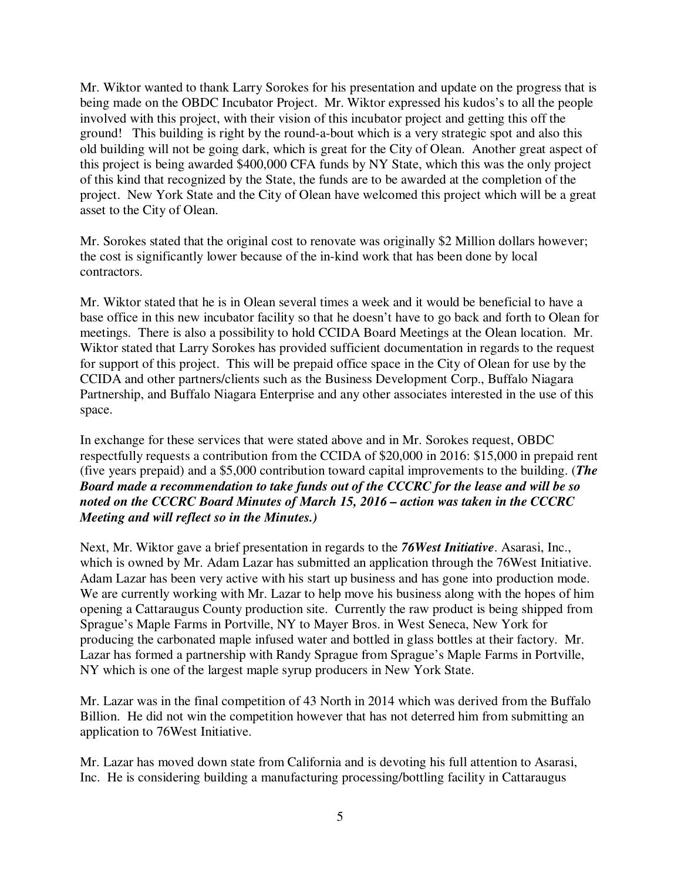Mr. Wiktor wanted to thank Larry Sorokes for his presentation and update on the progress that is being made on the OBDC Incubator Project. Mr. Wiktor expressed his kudos's to all the people involved with this project, with their vision of this incubator project and getting this off the ground! This building is right by the round-a-bout which is a very strategic spot and also this old building will not be going dark, which is great for the City of Olean. Another great aspect of this project is being awarded $400,000 CFA funds by NY State, which this was the only project of this kind that recognized by the State, the funds are to be awarded at the completion of the project. New York State and the City of Olean have welcomed this project which will be a great asset to the City of Olean.

Mr. Sorokes stated that the original cost to renovate was originally $2 Million dollars however; the cost is significantly lower because of the in-kind work that has been done by local contractors.

Mr. Wiktor stated that he is in Olean several times a week and it would be beneficial to have a base office in this new incubator facility so that he doesn't have to go back and forth to Olean for meetings. There is also a possibility to hold CCIDA Board Meetings at the Olean location. Mr. Wiktor stated that Larry Sorokes has provided sufficient documentation in regards to the request for support of this project. This will be prepaid office space in the City of Olean for use by the CCIDA and other partners/clients such as the Business Development Corp., Buffalo Niagara Partnership, and Buffalo Niagara Enterprise and any other associates interested in the use of this space.

In exchange for these services that were stated above and in Mr. Sorokes request, OBDC respectfully requests a contribution from the CCIDA of $20,000 in 2016: $15,000 in prepaid rent (five years prepaid) and a $5,000 contribution toward capital improvements to the building. (***The Board made a recommendation to take funds out of the CCCRC for the lease and will be so noted on the CCCRC Board Minutes of March 15, 2016 – action was taken in the CCCRC Meeting and will reflect so in the Minutes.)***

Next, Mr. Wiktor gave a brief presentation in regards to the ***76West Initiative***. Asarasi, Inc., which is owned by Mr. Adam Lazar has submitted an application through the 76West Initiative. Adam Lazar has been very active with his start up business and has gone into production mode. We are currently working with Mr. Lazar to help move his business along with the hopes of him opening a Cattaraugus County production site. Currently the raw product is being shipped from Sprague's Maple Farms in Portville, NY to Mayer Bros. in West Seneca, New York for producing the carbonated maple infused water and bottled in glass bottles at their factory. Mr. Lazar has formed a partnership with Randy Sprague from Sprague's Maple Farms in Portville, NY which is one of the largest maple syrup producers in New York State.

Mr. Lazar was in the final competition of 43 North in 2014 which was derived from the Buffalo Billion. He did not win the competition however that has not deterred him from submitting an application to 76West Initiative.

Mr. Lazar has moved down state from California and is devoting his full attention to Asarasi, Inc. He is considering building a manufacturing processing/bottling facility in Cattaraugus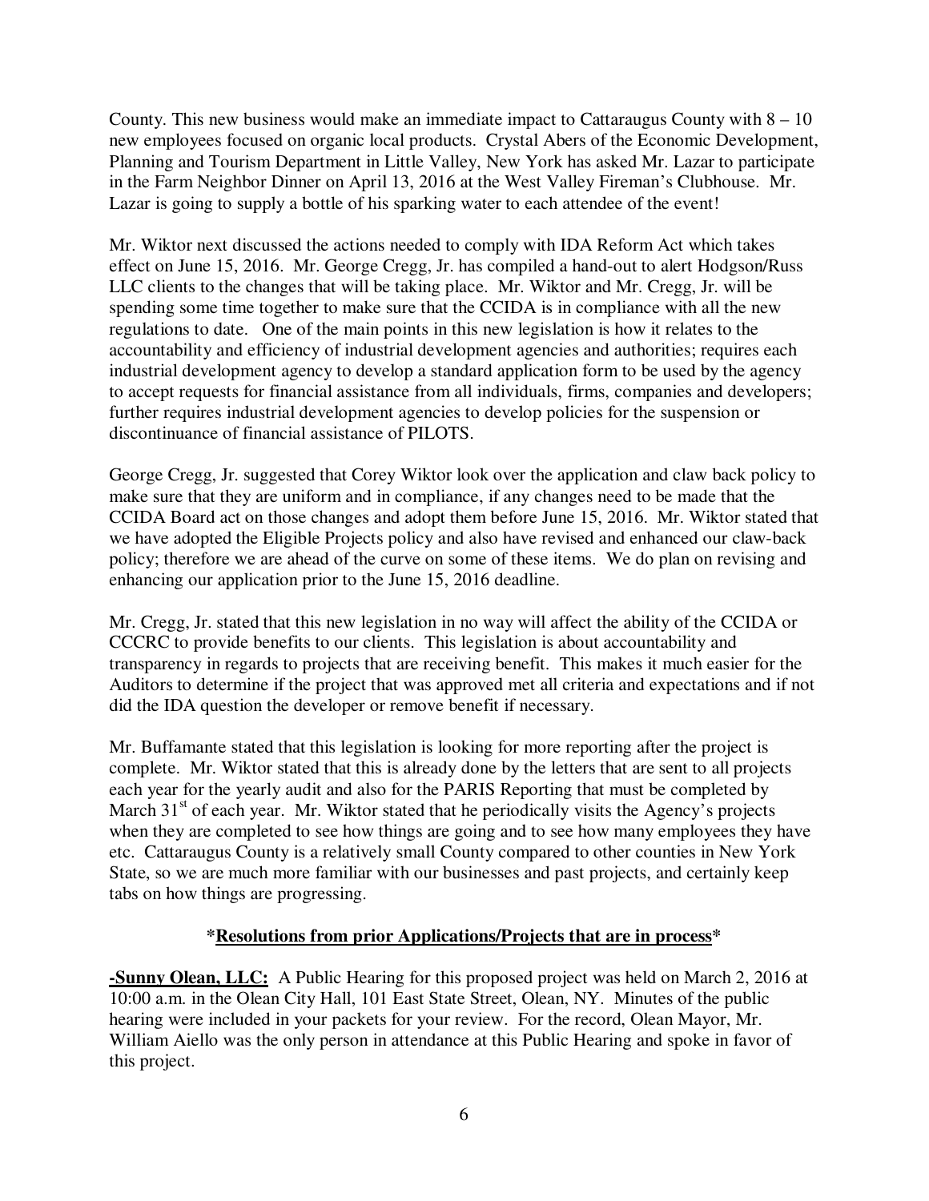County. This new business would make an immediate impact to Cattaraugus County with 8 – 10 new employees focused on organic local products. Crystal Abers of the Economic Development, Planning and Tourism Department in Little Valley, New York has asked Mr. Lazar to participate in the Farm Neighbor Dinner on April 13, 2016 at the West Valley Fireman's Clubhouse. Mr. Lazar is going to supply a bottle of his sparking water to each attendee of the event!

Mr. Wiktor next discussed the actions needed to comply with IDA Reform Act which takes effect on June 15, 2016. Mr. George Cregg, Jr. has compiled a hand-out to alert Hodgson/Russ LLC clients to the changes that will be taking place. Mr. Wiktor and Mr. Cregg, Jr. will be spending some time together to make sure that the CCIDA is in compliance with all the new regulations to date. One of the main points in this new legislation is how it relates to the accountability and efficiency of industrial development agencies and authorities; requires each industrial development agency to develop a standard application form to be used by the agency to accept requests for financial assistance from all individuals, firms, companies and developers; further requires industrial development agencies to develop policies for the suspension or discontinuance of financial assistance of PILOTS.

George Cregg, Jr. suggested that Corey Wiktor look over the application and claw back policy to make sure that they are uniform and in compliance, if any changes need to be made that the CCIDA Board act on those changes and adopt them before June 15, 2016. Mr. Wiktor stated that we have adopted the Eligible Projects policy and also have revised and enhanced our claw-back policy; therefore we are ahead of the curve on some of these items. We do plan on revising and enhancing our application prior to the June 15, 2016 deadline.

Mr. Cregg, Jr. stated that this new legislation in no way will affect the ability of the CCIDA or CCCRC to provide benefits to our clients. This legislation is about accountability and transparency in regards to projects that are receiving benefit. This makes it much easier for the Auditors to determine if the project that was approved met all criteria and expectations and if not did the IDA question the developer or remove benefit if necessary.

Mr. Buffamante stated that this legislation is looking for more reporting after the project is complete. Mr. Wiktor stated that this is already done by the letters that are sent to all projects each year for the yearly audit and also for the PARIS Reporting that must be completed by March 31st of each year. Mr. Wiktor stated that he periodically visits the Agency's projects when they are completed to see how things are going and to see how many employees they have etc. Cattaraugus County is a relatively small County compared to other counties in New York State, so we are much more familiar with our businesses and past projects, and certainly keep tabs on how things are progressing.

**\*<u>Resolutions from prior Applications/Projects that are in process</u>\***

**<u>-Sunny Olean, LLC:</u>** A Public Hearing for this proposed project was held on March 2, 2016 at 10:00 a.m. in the Olean City Hall, 101 East State Street, Olean, NY. Minutes of the public hearing were included in your packets for your review. For the record, Olean Mayor, Mr. William Aiello was the only person in attendance at this Public Hearing and spoke in favor of this project.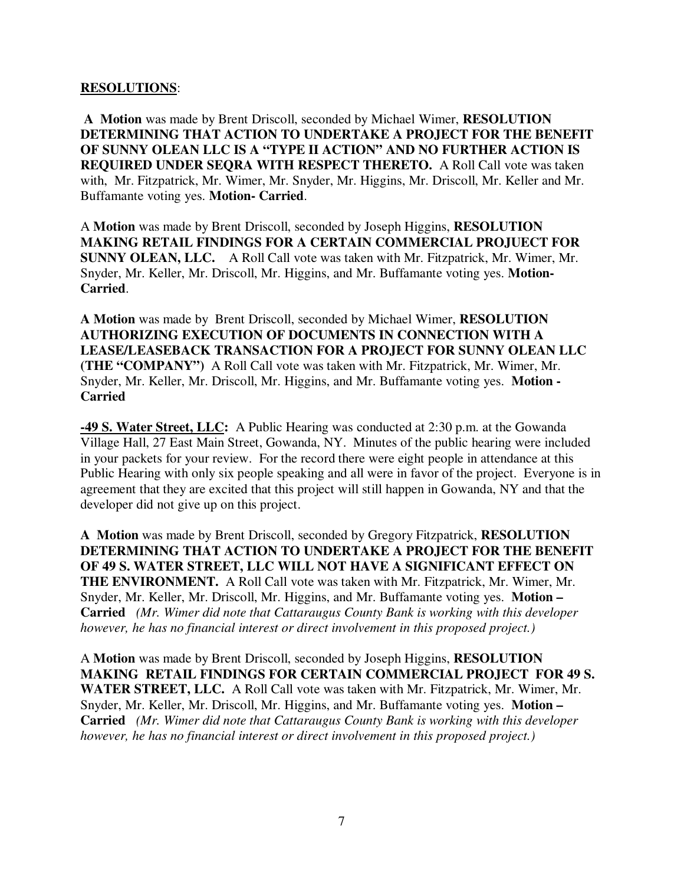**RESOLUTIONS**:

**A Motion** was made by Brent Driscoll, seconded by Michael Wimer, **RESOLUTION DETERMINING THAT ACTION TO UNDERTAKE A PROJECT FOR THE BENEFIT OF SUNNY OLEAN LLC IS A "TYPE II ACTION" AND NO FURTHER ACTION IS REQUIRED UNDER SEQRA WITH RESPECT THERETO.** A Roll Call vote was taken with, Mr. Fitzpatrick, Mr. Wimer, Mr. Snyder, Mr. Higgins, Mr. Driscoll, Mr. Keller and Mr. Buffamante voting yes. **Motion- Carried**.

A **Motion** was made by Brent Driscoll, seconded by Joseph Higgins, **RESOLUTION MAKING RETAIL FINDINGS FOR A CERTAIN COMMERCIAL PROJUECT FOR SUNNY OLEAN, LLC.** A Roll Call vote was taken with Mr. Fitzpatrick, Mr. Wimer, Mr. Snyder, Mr. Keller, Mr. Driscoll, Mr. Higgins, and Mr. Buffamante voting yes. **Motion- Carried**.

**A Motion** was made by Brent Driscoll, seconded by Michael Wimer, **RESOLUTION AUTHORIZING EXECUTION OF DOCUMENTS IN CONNECTION WITH A LEASE/LEASEBACK TRANSACTION FOR A PROJECT FOR SUNNY OLEAN LLC (THE "COMPANY")** A Roll Call vote was taken with Mr. Fitzpatrick, Mr. Wimer, Mr. Snyder, Mr. Keller, Mr. Driscoll, Mr. Higgins, and Mr. Buffamante voting yes. **Motion - Carried**

**-49 S. Water Street, LLC:** A Public Hearing was conducted at 2:30 p.m. at the Gowanda Village Hall, 27 East Main Street, Gowanda, NY. Minutes of the public hearing were included in your packets for your review. For the record there were eight people in attendance at this Public Hearing with only six people speaking and all were in favor of the project. Everyone is in agreement that they are excited that this project will still happen in Gowanda, NY and that the developer did not give up on this project.

**A Motion** was made by Brent Driscoll, seconded by Gregory Fitzpatrick, **RESOLUTION DETERMINING THAT ACTION TO UNDERTAKE A PROJECT FOR THE BENEFIT OF 49 S. WATER STREET, LLC WILL NOT HAVE A SIGNIFICANT EFFECT ON THE ENVIRONMENT.** A Roll Call vote was taken with Mr. Fitzpatrick, Mr. Wimer, Mr. Snyder, Mr. Keller, Mr. Driscoll, Mr. Higgins, and Mr. Buffamante voting yes. **Motion – Carried** *(Mr. Wimer did note that Cattaraugus County Bank is working with this developer however, he has no financial interest or direct involvement in this proposed project.)*

A **Motion** was made by Brent Driscoll, seconded by Joseph Higgins, **RESOLUTION MAKING RETAIL FINDINGS FOR CERTAIN COMMERCIAL PROJECT FOR 49 S. WATER STREET, LLC.** A Roll Call vote was taken with Mr. Fitzpatrick, Mr. Wimer, Mr. Snyder, Mr. Keller, Mr. Driscoll, Mr. Higgins, and Mr. Buffamante voting yes. **Motion – Carried** *(Mr. Wimer did note that Cattaraugus County Bank is working with this developer however, he has no financial interest or direct involvement in this proposed project.)*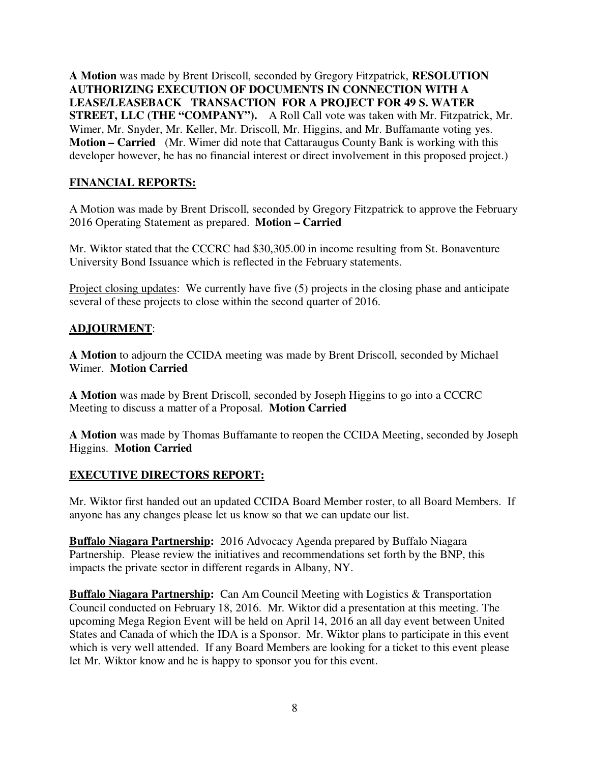**A Motion** was made by Brent Driscoll, seconded by Gregory Fitzpatrick, **RESOLUTION AUTHORIZING EXECUTION OF DOCUMENTS IN CONNECTION WITH A LEASE/LEASEBACK TRANSACTION FOR A PROJECT FOR 49 S. WATER STREET, LLC (THE "COMPANY").** A Roll Call vote was taken with Mr. Fitzpatrick, Mr. Wimer, Mr. Snyder, Mr. Keller, Mr. Driscoll, Mr. Higgins, and Mr. Buffamante voting yes. **Motion – Carried** (Mr. Wimer did note that Cattaraugus County Bank is working with this developer however, he has no financial interest or direct involvement in this proposed project.)

**<u>FINANCIAL REPORTS:</u>**

A Motion was made by Brent Driscoll, seconded by Gregory Fitzpatrick to approve the February 2016 Operating Statement as prepared. **Motion – Carried**

Mr. Wiktor stated that the CCCRC had $30,305.00 in income resulting from St. Bonaventure University Bond Issuance which is reflected in the February statements.

<u>Project closing updates</u>: We currently have five (5) projects in the closing phase and anticipate several of these projects to close within the second quarter of 2016.

**<u>ADJOURMENT</u>**:

**A Motion** to adjourn the CCIDA meeting was made by Brent Driscoll, seconded by Michael Wimer. **Motion Carried**

**A Motion** was made by Brent Driscoll, seconded by Joseph Higgins to go into a CCCRC Meeting to discuss a matter of a Proposal. **Motion Carried**

**A Motion** was made by Thomas Buffamante to reopen the CCIDA Meeting, seconded by Joseph Higgins. **Motion Carried**

**<u>EXECUTIVE DIRECTORS REPORT:</u>**

Mr. Wiktor first handed out an updated CCIDA Board Member roster, to all Board Members. If anyone has any changes please let us know so that we can update our list.

**<u>Buffalo Niagara Partnership:</u>** 2016 Advocacy Agenda prepared by Buffalo Niagara Partnership. Please review the initiatives and recommendations set forth by the BNP, this impacts the private sector in different regards in Albany, NY.

**<u>Buffalo Niagara Partnership:</u>** Can Am Council Meeting with Logistics & Transportation Council conducted on February 18, 2016. Mr. Wiktor did a presentation at this meeting. The upcoming Mega Region Event will be held on April 14, 2016 an all day event between United States and Canada of which the IDA is a Sponsor. Mr. Wiktor plans to participate in this event which is very well attended. If any Board Members are looking for a ticket to this event please let Mr. Wiktor know and he is happy to sponsor you for this event.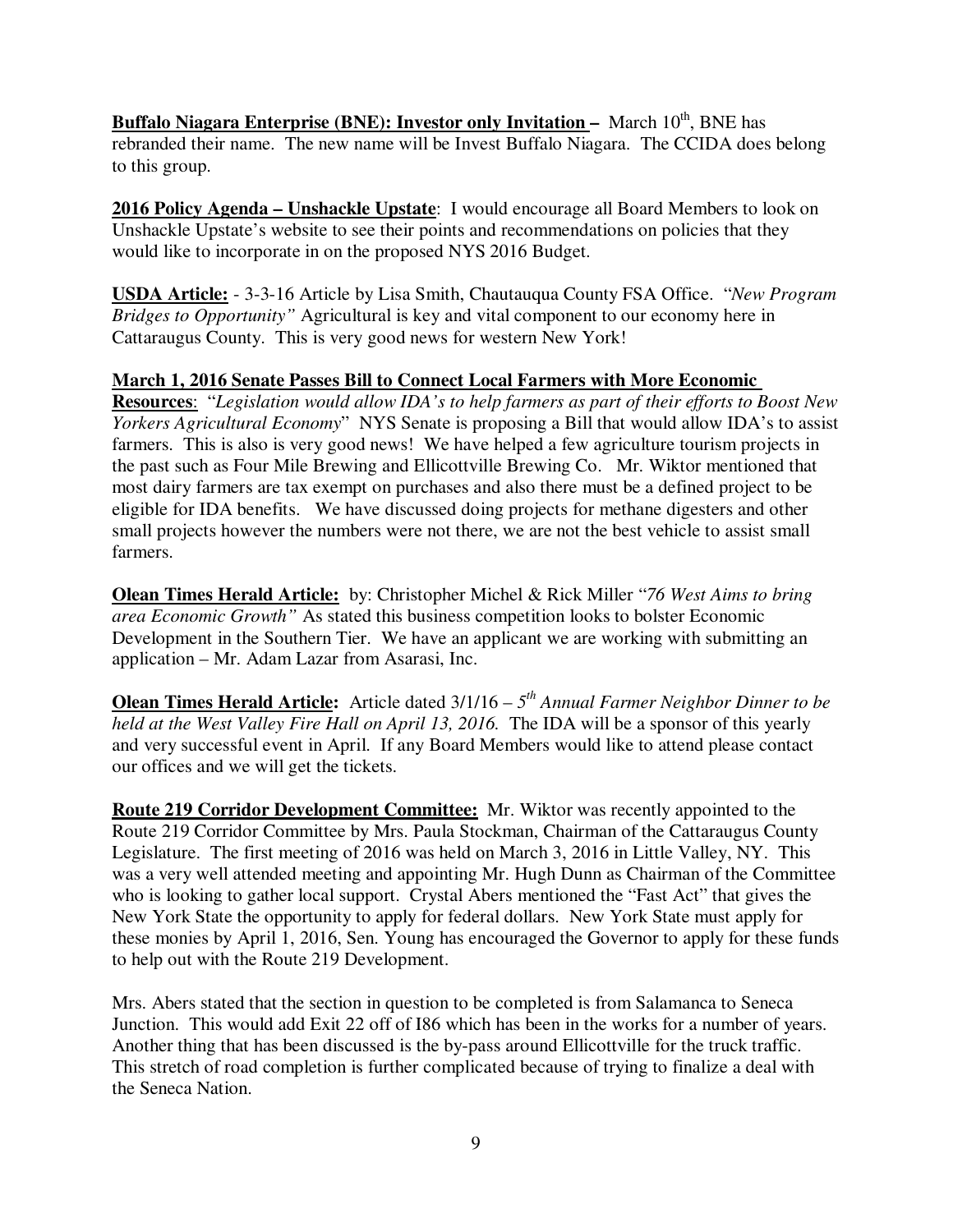**Buffalo Niagara Enterprise (BNE): Investor only Invitation –** March 10th, BNE has rebranded their name. The new name will be Invest Buffalo Niagara. The CCIDA does belong to this group.

**2016 Policy Agenda – Unshackle Upstate**: I would encourage all Board Members to look on Unshackle Upstate's website to see their points and recommendations on policies that they would like to incorporate in on the proposed NYS 2016 Budget.

**USDA Article:** - 3-3-16 Article by Lisa Smith, Chautauqua County FSA Office. "*New Program Bridges to Opportunity"* Agricultural is key and vital component to our economy here in Cattaraugus County. This is very good news for western New York!

**March 1, 2016 Senate Passes Bill to Connect Local Farmers with More Economic Resources**: "*Legislation would allow IDA's to help farmers as part of their efforts to Boost New Yorkers Agricultural Economy*" NYS Senate is proposing a Bill that would allow IDA's to assist farmers. This is also is very good news! We have helped a few agriculture tourism projects in the past such as Four Mile Brewing and Ellicottville Brewing Co. Mr. Wiktor mentioned that most dairy farmers are tax exempt on purchases and also there must be a defined project to be eligible for IDA benefits. We have discussed doing projects for methane digesters and other small projects however the numbers were not there, we are not the best vehicle to assist small farmers.

**Olean Times Herald Article:** by: Christopher Michel & Rick Miller "*76 West Aims to bring area Economic Growth"* As stated this business competition looks to bolster Economic Development in the Southern Tier. We have an applicant we are working with submitting an application – Mr. Adam Lazar from Asarasi, Inc.

**Olean Times Herald Article:** Article dated 3/1/16 – *5th Annual Farmer Neighbor Dinner to be held at the West Valley Fire Hall on April 13, 2016.* The IDA will be a sponsor of this yearly and very successful event in April. If any Board Members would like to attend please contact our offices and we will get the tickets.

**Route 219 Corridor Development Committee:** Mr. Wiktor was recently appointed to the Route 219 Corridor Committee by Mrs. Paula Stockman, Chairman of the Cattaraugus County Legislature. The first meeting of 2016 was held on March 3, 2016 in Little Valley, NY. This was a very well attended meeting and appointing Mr. Hugh Dunn as Chairman of the Committee who is looking to gather local support. Crystal Abers mentioned the "Fast Act" that gives the New York State the opportunity to apply for federal dollars. New York State must apply for these monies by April 1, 2016, Sen. Young has encouraged the Governor to apply for these funds to help out with the Route 219 Development.

Mrs. Abers stated that the section in question to be completed is from Salamanca to Seneca Junction. This would add Exit 22 off of I86 which has been in the works for a number of years. Another thing that has been discussed is the by-pass around Ellicottville for the truck traffic. This stretch of road completion is further complicated because of trying to finalize a deal with the Seneca Nation.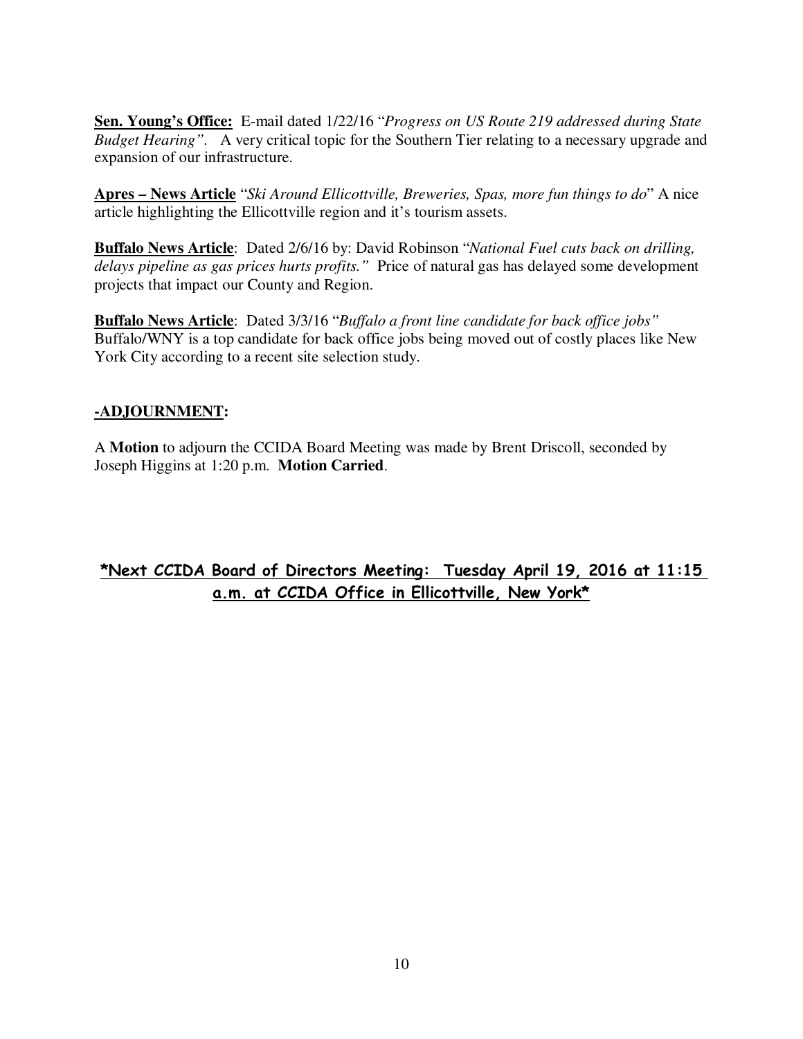**<u>Sen. Young's Office:</u>** E-mail dated 1/22/16 "*Progress on US Route 219 addressed during State Budget Hearing"*. A very critical topic for the Southern Tier relating to a necessary upgrade and expansion of our infrastructure.

**<u>Apres – News Article</u>** "*Ski Around Ellicottville, Breweries, Spas, more fun things to do*" A nice article highlighting the Ellicottville region and it's tourism assets.

**<u>Buffalo News Article</u>**: Dated 2/6/16 by: David Robinson "*National Fuel cuts back on drilling, delays pipeline as gas prices hurts profits."* Price of natural gas has delayed some development projects that impact our County and Region.

**<u>Buffalo News Article</u>**: Dated 3/3/16 "*Buffalo a front line candidate for back office jobs"* Buffalo/WNY is a top candidate for back office jobs being moved out of costly places like New York City according to a recent site selection study.

**<u>-ADJOURNMENT:</u>**

A **Motion** to adjourn the CCIDA Board Meeting was made by Brent Driscoll, seconded by Joseph Higgins at 1:20 p.m. **Motion Carried**.

**<u>*Next CCIDA Board of Directors Meeting: Tuesday April 19, 2016 at 11:15 a.m. at CCIDA Office in Ellicottville, New York*</u>**